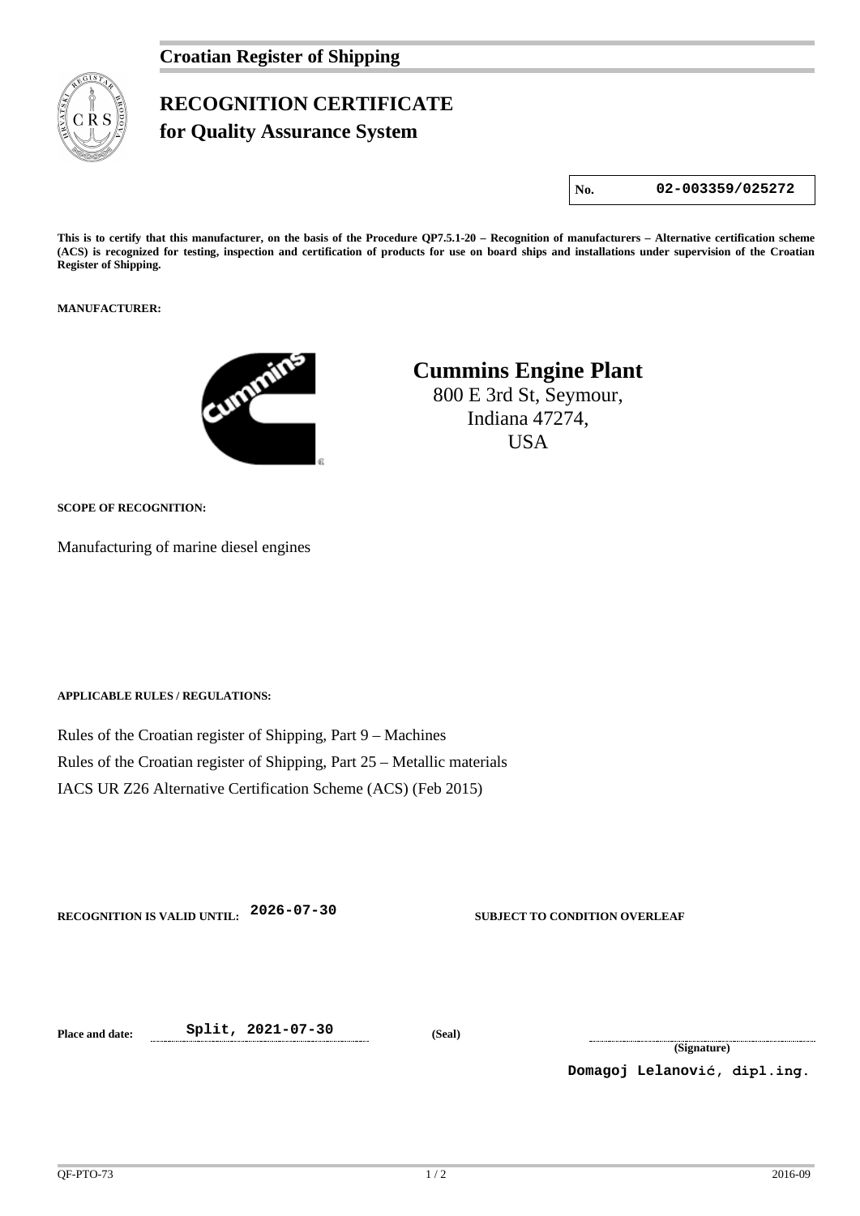**Croatian Register of Shipping**

# RECOGNITION CERTIFICATE
## for Quality Assurance System

| No. | 02-003359/025272 |
|---|---|

**This is to certify that this manufacturer, on the basis of the Procedure QP7.5.1-20 – Recognition of manufacturers – Alternative certification scheme (ACS) is recognized for testing, inspection and certification of products for use on board ships and installations under supervision of the Croatian Register of Shipping.**

**MANUFACTURER:**

**Cummins Engine Plant**
800 E 3rd St, Seymour,
Indiana 47274,
USA

**SCOPE OF RECOGNITION:**

Manufacturing of marine diesel engines

**APPLICABLE RULES / REGULATIONS:**

Rules of the Croatian register of Shipping, Part 9 – Machines

Rules of the Croatian register of Shipping, Part 25 – Metallic materials

IACS UR Z26 Alternative Certification Scheme (ACS) (Feb 2015)

**RECOGNITION IS VALID UNTIL:** 2026-07-30 **SUBJECT TO CONDITION OVERLEAF**

**Place and date:** Split, 2021-07-30 **(Seal)**

**(Signature)**

Domagoj Lelanović, dipl.ing.

QF-PTO-73 2016-09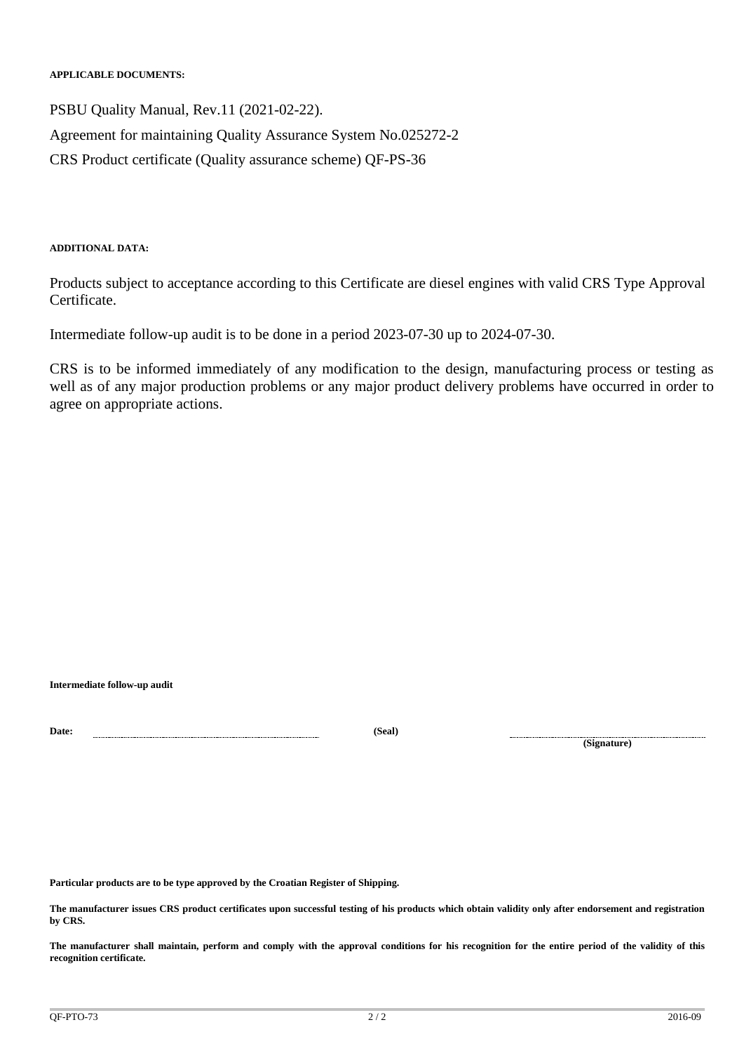**APPLICABLE DOCUMENTS:**

PSBU Quality Manual, Rev.11 (2021-02-22).

Agreement for maintaining Quality Assurance System No.025272-2

CRS Product certificate (Quality assurance scheme) QF-PS-36

**ADDITIONAL DATA:**

Products subject to acceptance according to this Certificate are diesel engines with valid CRS Type Approval Certificate.

Intermediate follow-up audit is to be done in a period 2023-07-30 up to 2024-07-30.

CRS is to be informed immediately of any modification to the design, manufacturing process or testing as well as of any major production problems or any major product delivery problems have occurred in order to agree on appropriate actions.

**Intermediate follow-up audit**

**Date:** .................................................. **(Seal)** ..................................................

**(Signature)**

**Particular products are to be type approved by the Croatian Register of Shipping.**

**The manufacturer issues CRS product certificates upon successful testing of his products which obtain validity only after endorsement and registration by CRS.**

**The manufacturer shall maintain, perform and comply with the approval conditions for his recognition for the entire period of the validity of this recognition certificate.**